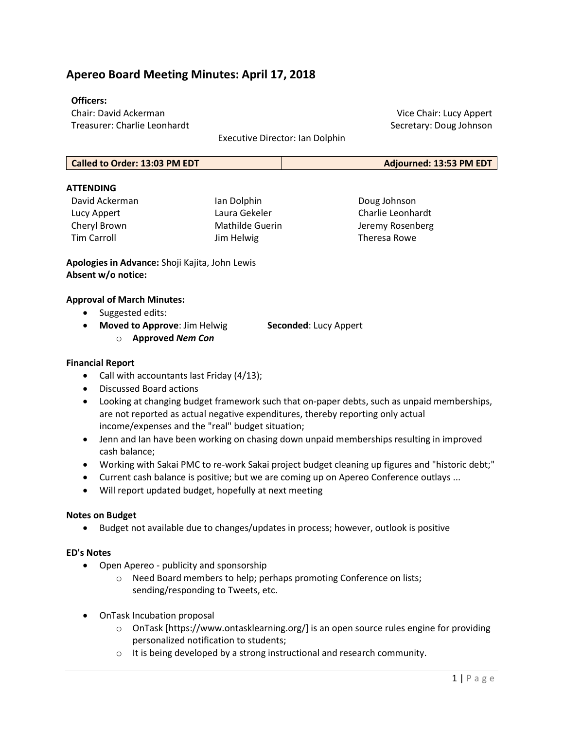# Apereo Board Meeting Minutes: April 17, 2018

**Officers:**

Chair: David Ackerman
Vice Chair: Lucy Appert
Treasurer: Charlie Leonhardt
Secretary: Doug Johnson
Executive Director: Ian Dolphin

| Called to Order: 13:03 PM EDT | Adjourned: 13:53 PM EDT |
|---|---|

**ATTENDING**

| | | |
|---|---|---|
| David Ackerman | Ian Dolphin | Doug Johnson |
| Lucy Appert | Laura Gekeler | Charlie Leonhardt |
| Cheryl Brown | Mathilde Guerin | Jeremy Rosenberg |
| Tim Carroll | Jim Helwig | Theresa Rowe |

**Apologies in Advance:** Shoji Kajita, John Lewis
**Absent w/o notice:**

**Approval of March Minutes:**

- Suggested edits:
- **Moved to Approve**: Jim Helwig **Seconded**: Lucy Appert
  - **Approved *Nem Con***

**Financial Report**

- Call with accountants last Friday (4/13);
- Discussed Board actions
- Looking at changing budget framework such that on-paper debts, such as unpaid memberships, are not reported as actual negative expenditures, thereby reporting only actual income/expenses and the "real" budget situation;
- Jenn and Ian have been working on chasing down unpaid memberships resulting in improved cash balance;
- Working with Sakai PMC to re-work Sakai project budget cleaning up figures and "historic debt;"
- Current cash balance is positive; but we are coming up on Apereo Conference outlays ...
- Will report updated budget, hopefully at next meeting

**Notes on Budget**

- Budget not available due to changes/updates in process; however, outlook is positive

**ED's Notes**

- Open Apereo - publicity and sponsorship
  - Need Board members to help; perhaps promoting Conference on lists; sending/responding to Tweets, etc.
- OnTask Incubation proposal
  - OnTask [https://www.ontasklearning.org/] is an open source rules engine for providing personalized notification to students;
  - It is being developed by a strong instructional and research community.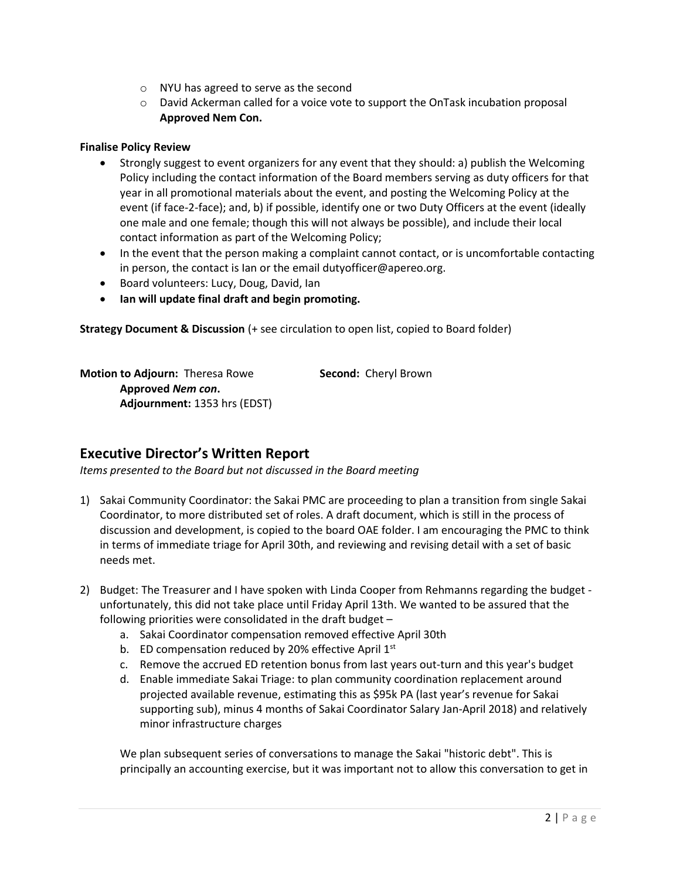- NYU has agreed to serve as the second
   - David Ackerman called for a voice vote to support the OnTask incubation proposal
     **Approved Nem Con.**

**Finalise Policy Review**

- Strongly suggest to event organizers for any event that they should: a) publish the Welcoming Policy including the contact information of the Board members serving as duty officers for that year in all promotional materials about the event, and posting the Welcoming Policy at the event (if face-2-face); and, b) if possible, identify one or two Duty Officers at the event (ideally one male and one female; though this will not always be possible), and include their local contact information as part of the Welcoming Policy;
- In the event that the person making a complaint cannot contact, or is uncomfortable contacting in person, the contact is Ian or the email dutyofficer@apereo.org.
- Board volunteers: Lucy, Doug, David, Ian
- **Ian will update final draft and begin promoting.**

**Strategy Document & Discussion** (+ see circulation to open list, copied to Board folder)

**Motion to Adjourn:** Theresa Rowe **Second:** Cheryl Brown
**Approved *Nem con*.**
**Adjournment:** 1353 hrs (EDST)

## Executive Director's Written Report

*Items presented to the Board but not discussed in the Board meeting*

1) Sakai Community Coordinator: the Sakai PMC are proceeding to plan a transition from single Sakai Coordinator, to more distributed set of roles. A draft document, which is still in the process of discussion and development, is copied to the board OAE folder. I am encouraging the PMC to think in terms of immediate triage for April 30th, and reviewing and revising detail with a set of basic needs met.

2) Budget: The Treasurer and I have spoken with Linda Cooper from Rehmanns regarding the budget - unfortunately, this did not take place until Friday April 13th. We wanted to be assured that the following priorities were consolidated in the draft budget –
   a. Sakai Coordinator compensation removed effective April 30th
   b. ED compensation reduced by 20% effective April 1st
   c. Remove the accrued ED retention bonus from last years out-turn and this year's budget
   d. Enable immediate Sakai Triage: to plan community coordination replacement around projected available revenue, estimating this as $95k PA (last year's revenue for Sakai supporting sub), minus 4 months of Sakai Coordinator Salary Jan-April 2018) and relatively minor infrastructure charges

   We plan subsequent series of conversations to manage the Sakai "historic debt". This is principally an accounting exercise, but it was important not to allow this conversation to get in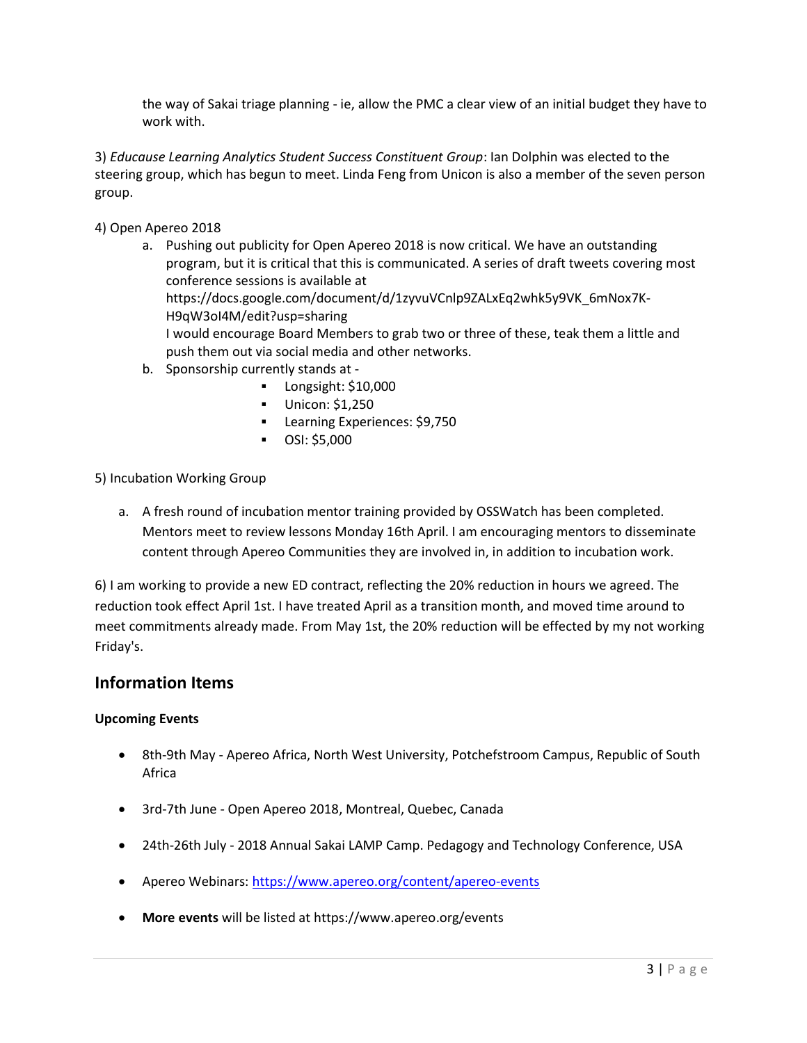the way of Sakai triage planning - ie, allow the PMC a clear view of an initial budget they have to work with.

3) *Educause Learning Analytics Student Success Constituent Group*: Ian Dolphin was elected to the steering group, which has begun to meet. Linda Feng from Unicon is also a member of the seven person group.

4) Open Apereo 2018

   a. Pushing out publicity for Open Apereo 2018 is now critical. We have an outstanding program, but it is critical that this is communicated. A series of draft tweets covering most conference sessions is available at https://docs.google.com/document/d/1zyvuVCnlp9ZALxEq2whk5y9VK_6mNox7K-H9qW3oI4M/edit?usp=sharing
   I would encourage Board Members to grab two or three of these, teak them a little and push them out via social media and other networks.
   b. Sponsorship currently stands at -
      - Longsight: $10,000
      - Unicon: $1,250
      - Learning Experiences: $9,750
      - OSI: $5,000

5) Incubation Working Group

   a. A fresh round of incubation mentor training provided by OSSWatch has been completed. Mentors meet to review lessons Monday 16th April. I am encouraging mentors to disseminate content through Apereo Communities they are involved in, in addition to incubation work.

6) I am working to provide a new ED contract, reflecting the 20% reduction in hours we agreed. The reduction took effect April 1st. I have treated April as a transition month, and moved time around to meet commitments already made. From May 1st, the 20% reduction will be effected by my not working Friday's.

## Information Items

**Upcoming Events**

- 8th-9th May - Apereo Africa, North West University, Potchefstroom Campus, Republic of South Africa
- 3rd-7th June - Open Apereo 2018, Montreal, Quebec, Canada
- 24th-26th July - 2018 Annual Sakai LAMP Camp. Pedagogy and Technology Conference, USA
- Apereo Webinars: https://www.apereo.org/content/apereo-events
- **More events** will be listed at https://www.apereo.org/events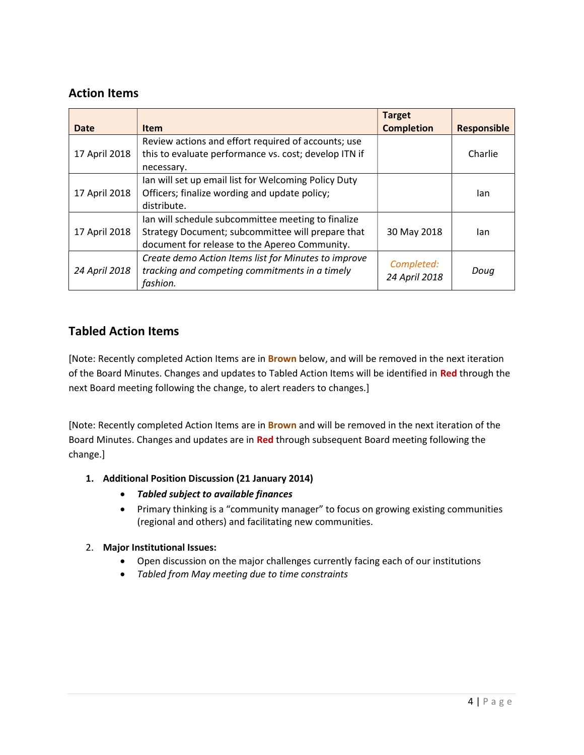## Action Items

| Date | Item | Target Completion | Responsible |
|---|---|---|---|
| 17 April 2018 | Review actions and effort required of accounts; use this to evaluate performance vs. cost; develop ITN if necessary. | | Charlie |
| 17 April 2018 | Ian will set up email list for Welcoming Policy Duty Officers; finalize wording and update policy; distribute. | | Ian |
| 17 April 2018 | Ian will schedule subcommittee meeting to finalize Strategy Document; subcommittee will prepare that document for release to the Apereo Community. | 30 May 2018 | Ian |
| *24 April 2018* | *Create demo Action Items list for Minutes to improve tracking and competing commitments in a timely fashion.* | *Completed: 24 April 2018* | *Doug* |

## Tabled Action Items

[Note: Recently completed Action Items are in **Brown** below, and will be removed in the next iteration of the Board Minutes. Changes and updates to Tabled Action Items will be identified in **Red** through the next Board meeting following the change, to alert readers to changes.]

[Note: Recently completed Action Items are in **Brown** and will be removed in the next iteration of the Board Minutes. Changes and updates are in **Red** through subsequent Board meeting following the change.]

1. **Additional Position Discussion (21 January 2014)**
   - ***Tabled subject to available finances***
   - Primary thinking is a "community manager" to focus on growing existing communities (regional and others) and facilitating new communities.

2. **Major Institutional Issues:**
   - Open discussion on the major challenges currently facing each of our institutions
   - *Tabled from May meeting due to time constraints*